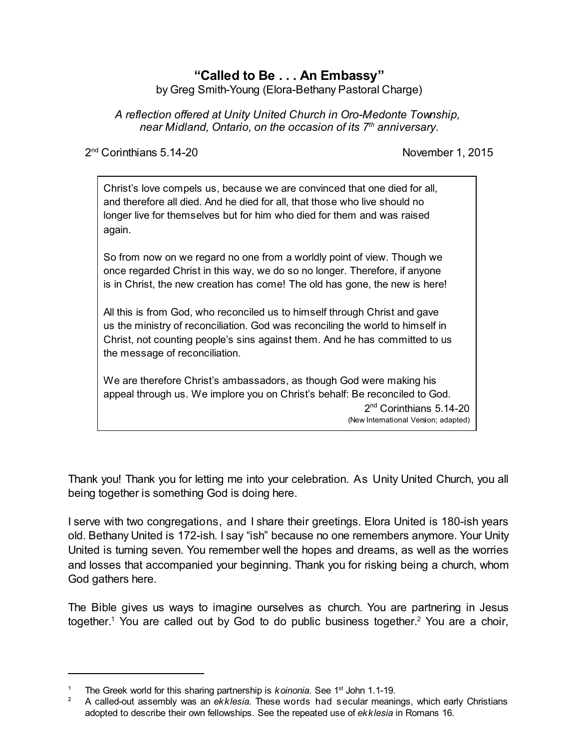# "Called to Be . . . An Embassy"

by Greg Smith-Young (Elora-Bethany Pastoral Charge)

*A reflection offered at Unity United Church in Oro-Medonte Township, near Midland, Ontario, on the occasion of its 7th anniversary.*

2nd Corinthians 5.14-20 November 1, 2015

> Christ's love compels us, because we are convinced that one died for all, and therefore all died. And he died for all, that those who live should no longer live for themselves but for him who died for them and was raised again.
>
> So from now on we regard no one from a worldly point of view. Though we once regarded Christ in this way, we do so no longer. Therefore, if anyone is in Christ, the new creation has come! The old has gone, the new is here!
>
> All this is from God, who reconciled us to himself through Christ and gave us the ministry of reconciliation. God was reconciling the world to himself in Christ, not counting people's sins against them. And he has committed to us the message of reconciliation.
>
> We are therefore Christ's ambassadors, as though God were making his appeal through us. We implore you on Christ's behalf: Be reconciled to God.
>
> 2nd Corinthians 5.14-20
> (New International Version; adapted)

Thank you! Thank you for letting me into your celebration. As Unity United Church, you all being together is something God is doing here.

I serve with two congregations, and I share their greetings. Elora United is 180-ish years old. Bethany United is 172-ish. I say "ish" because no one remembers anymore. Your Unity United is turning seven. You remember well the hopes and dreams, as well as the worries and losses that accompanied your beginning. Thank you for risking being a church, whom God gathers here.

The Bible gives us ways to imagine ourselves as church. You are partnering in Jesus together.[1] You are called out by God to do public business together.[2] You are a choir,

---

[1] The Greek world for this sharing partnership is *koinonia*. See 1st John 1.1-19.

[2] A called-out assembly was an *ekklesia.* These words had secular meanings, which early Christians adopted to describe their own fellowships. See the repeated use of *ekklesia* in Romans 16.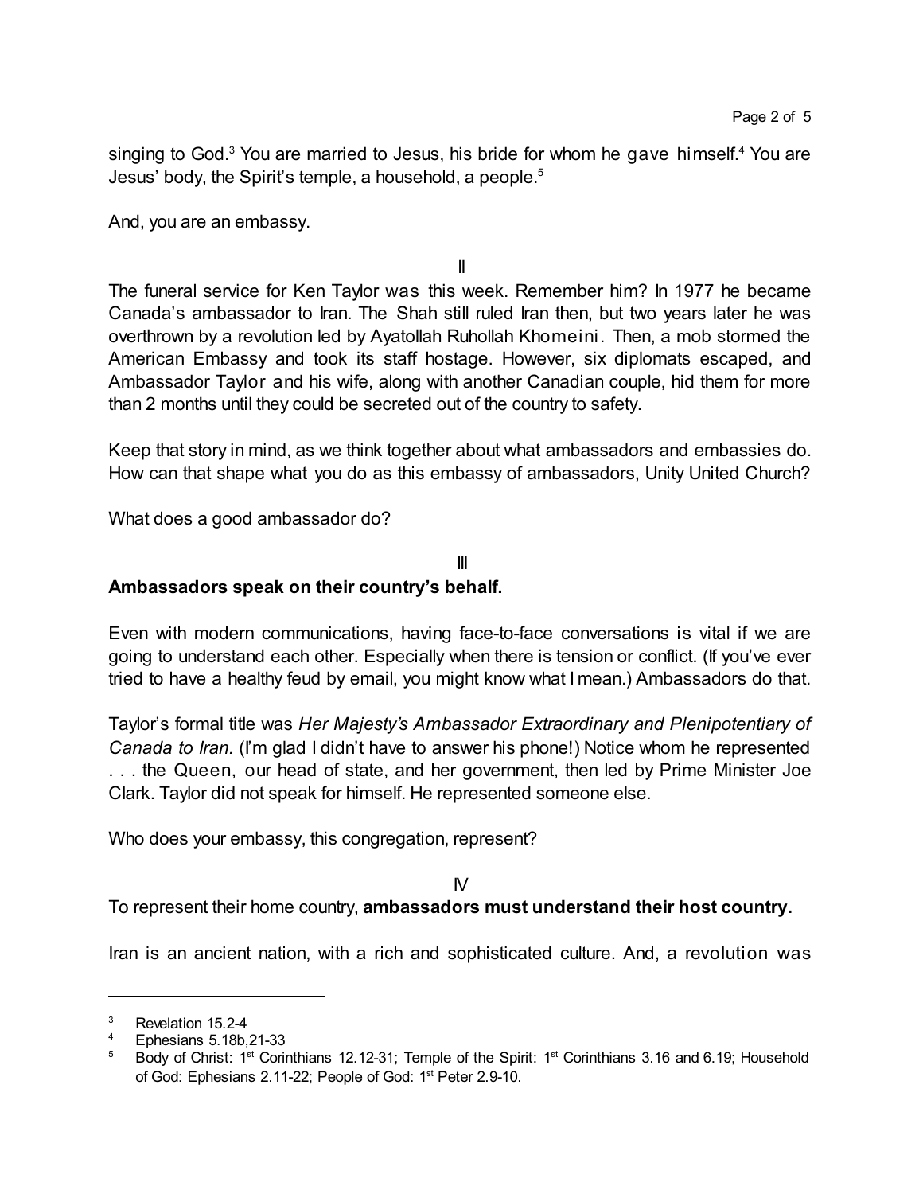singing to God.[3] You are married to Jesus, his bride for whom he gave himself.[4] You are Jesus' body, the Spirit's temple, a household, a people.[5]

And, you are an embassy.

II

The funeral service for Ken Taylor was this week. Remember him? In 1977 he became Canada's ambassador to Iran. The Shah still ruled Iran then, but two years later he was overthrown by a revolution led by Ayatollah Ruhollah Khomeini. Then, a mob stormed the American Embassy and took its staff hostage. However, six diplomats escaped, and Ambassador Taylor and his wife, along with another Canadian couple, hid them for more than 2 months until they could be secreted out of the country to safety.

Keep that story in mind, as we think together about what ambassadors and embassies do. How can that shape what you do as this embassy of ambassadors, Unity United Church?

What does a good ambassador do?

III

**Ambassadors speak on their country's behalf.**

Even with modern communications, having face-to-face conversations is vital if we are going to understand each other. Especially when there is tension or conflict. (If you've ever tried to have a healthy feud by email, you might know what I mean.) Ambassadors do that.

Taylor's formal title was *Her Majesty's Ambassador Extraordinary and Plenipotentiary of Canada to Iran.* (I'm glad I didn't have to answer his phone!) Notice whom he represented . . . the Queen, our head of state, and her government, then led by Prime Minister Joe Clark. Taylor did not speak for himself. He represented someone else.

Who does your embassy, this congregation, represent?

IV

To represent their home country, **ambassadors must understand their host country.**

Iran is an ancient nation, with a rich and sophisticated culture. And, a revolution was

---

[3] Revelation 15.2-4

[4] Ephesians 5.18b,21-33

[5] Body of Christ: 1st Corinthians 12.12-31; Temple of the Spirit: 1st Corinthians 3.16 and 6.19; Household of God: Ephesians 2.11-22; People of God: 1st Peter 2.9-10.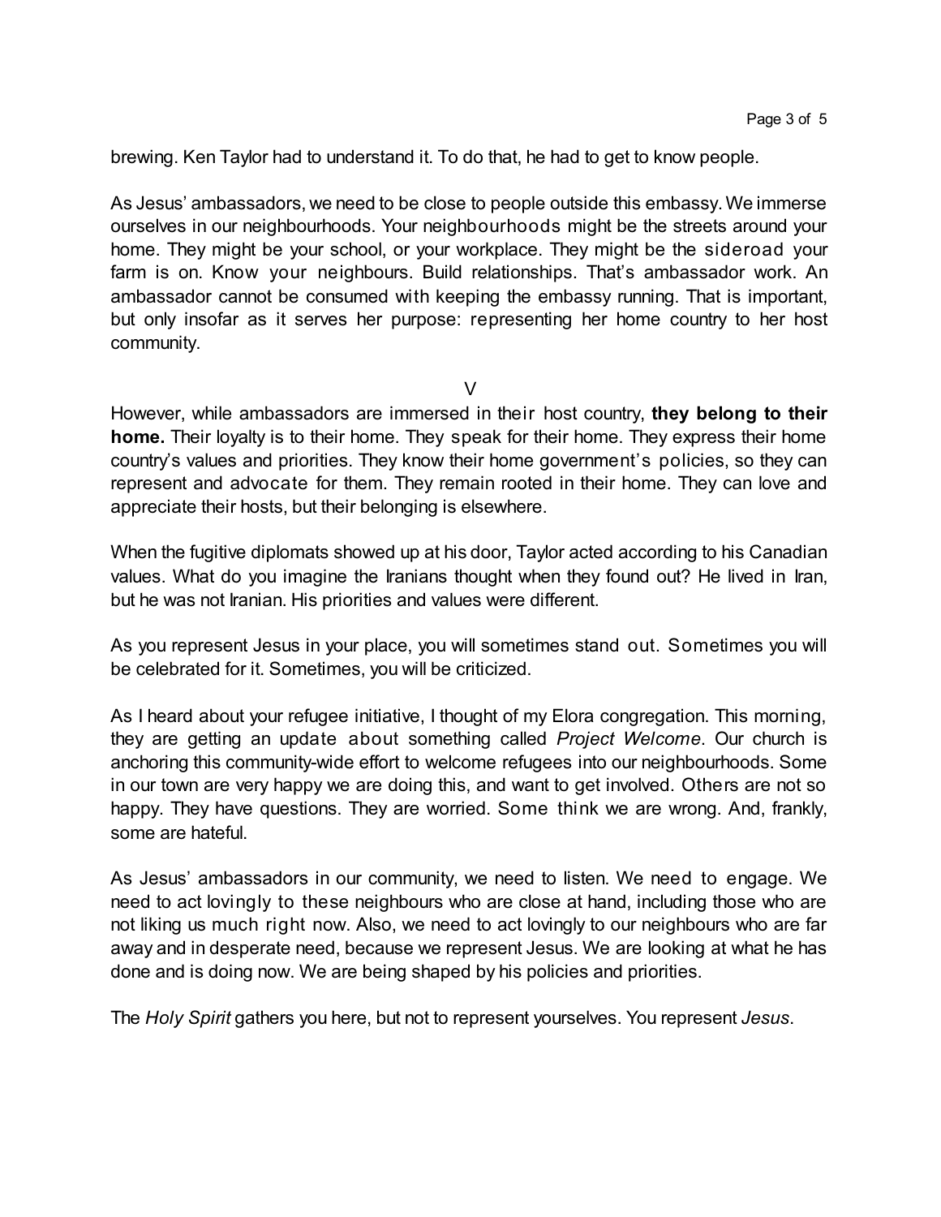brewing. Ken Taylor had to understand it. To do that, he had to get to know people.

As Jesus' ambassadors, we need to be close to people outside this embassy. We immerse ourselves in our neighbourhoods. Your neighbourhoods might be the streets around your home. They might be your school, or your workplace. They might be the sideroad your farm is on. Know your neighbours. Build relationships. That's ambassador work. An ambassador cannot be consumed with keeping the embassy running. That is important, but only insofar as it serves her purpose: representing her home country to her host community.

V

However, while ambassadors are immersed in their host country, **they belong to their home.** Their loyalty is to their home. They speak for their home. They express their home country's values and priorities. They know their home government's policies, so they can represent and advocate for them. They remain rooted in their home. They can love and appreciate their hosts, but their belonging is elsewhere.

When the fugitive diplomats showed up at his door, Taylor acted according to his Canadian values. What do you imagine the Iranians thought when they found out? He lived in Iran, but he was not Iranian. His priorities and values were different.

As you represent Jesus in your place, you will sometimes stand out. Sometimes you will be celebrated for it. Sometimes, you will be criticized.

As I heard about your refugee initiative, I thought of my Elora congregation. This morning, they are getting an update about something called *Project Welcome*. Our church is anchoring this community-wide effort to welcome refugees into our neighbourhoods. Some in our town are very happy we are doing this, and want to get involved. Others are not so happy. They have questions. They are worried. Some think we are wrong. And, frankly, some are hateful.

As Jesus' ambassadors in our community, we need to listen. We need to engage. We need to act lovingly to these neighbours who are close at hand, including those who are not liking us much right now. Also, we need to act lovingly to our neighbours who are far away and in desperate need, because we represent Jesus. We are looking at what he has done and is doing now. We are being shaped by his policies and priorities.

The *Holy Spirit* gathers you here, but not to represent yourselves. You represent *Jesus*.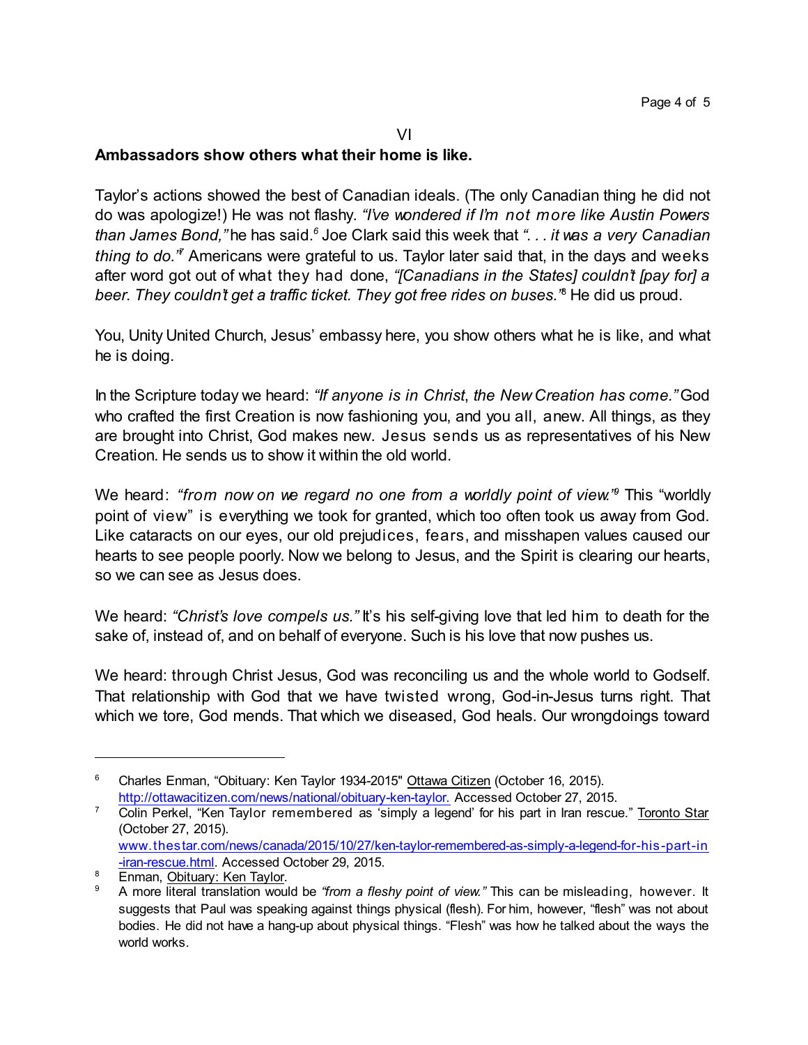VI

**Ambassadors show others what their home is like.**

Taylor's actions showed the best of Canadian ideals. (The only Canadian thing he did not do was apologize!) He was not flashy. *"I've wondered if I'm not more like Austin Powers than James Bond,"* he has said.[6] Joe Clark said this week that *". . . it was a very Canadian thing to do."*[7] Americans were grateful to us. Taylor later said that, in the days and weeks after word got out of what they had done, *"[Canadians in the States] couldn't [pay for] a beer. They couldn't get a traffic ticket. They got free rides on buses."*[8] He did us proud.

You, Unity United Church, Jesus' embassy here, you show others what he is like, and what he is doing.

In the Scripture today we heard: *"If anyone is in Christ, the New Creation has come."* God who crafted the first Creation is now fashioning you, and you all, anew. All things, as they are brought into Christ, God makes new. Jesus sends us as representatives of his New Creation. He sends us to show it within the old world.

We heard: *"from now on we regard no one from a worldly point of view."*[9] This "worldly point of view" is everything we took for granted, which too often took us away from God. Like cataracts on our eyes, our old prejudices, fears, and misshapen values caused our hearts to see people poorly. Now we belong to Jesus, and the Spirit is clearing our hearts, so we can see as Jesus does.

We heard: *"Christ's love compels us."* It's his self-giving love that led him to death for the sake of, instead of, and on behalf of everyone. Such is his love that now pushes us.

We heard: through Christ Jesus, God was reconciling us and the whole world to Godself. That relationship with God that we have twisted wrong, God-in-Jesus turns right. That which we tore, God mends. That which we diseased, God heals. Our wrongdoings toward

---

[6] Charles Enman, "Obituary: Ken Taylor 1934-2015" Ottawa Citizen (October 16, 2015). http://ottawacitizen.com/news/national/obituary-ken-taylor. Accessed October 27, 2015.

[7] Colin Perkel, "Ken Taylor remembered as 'simply a legend' for his part in Iran rescue." Toronto Star (October 27, 2015). www.thestar.com/news/canada/2015/10/27/ken-taylor-remembered-as-simply-a-legend-for-his-part-in-iran-rescue.html. Accessed October 29, 2015.

[8] Enman, Obituary: Ken Taylor.

[9] A more literal translation would be *"from a fleshy point of view."* This can be misleading, however. It suggests that Paul was speaking against things physical (flesh). For him, however, "flesh" was not about bodies. He did not have a hang-up about physical things. "Flesh" was how he talked about the ways the world works.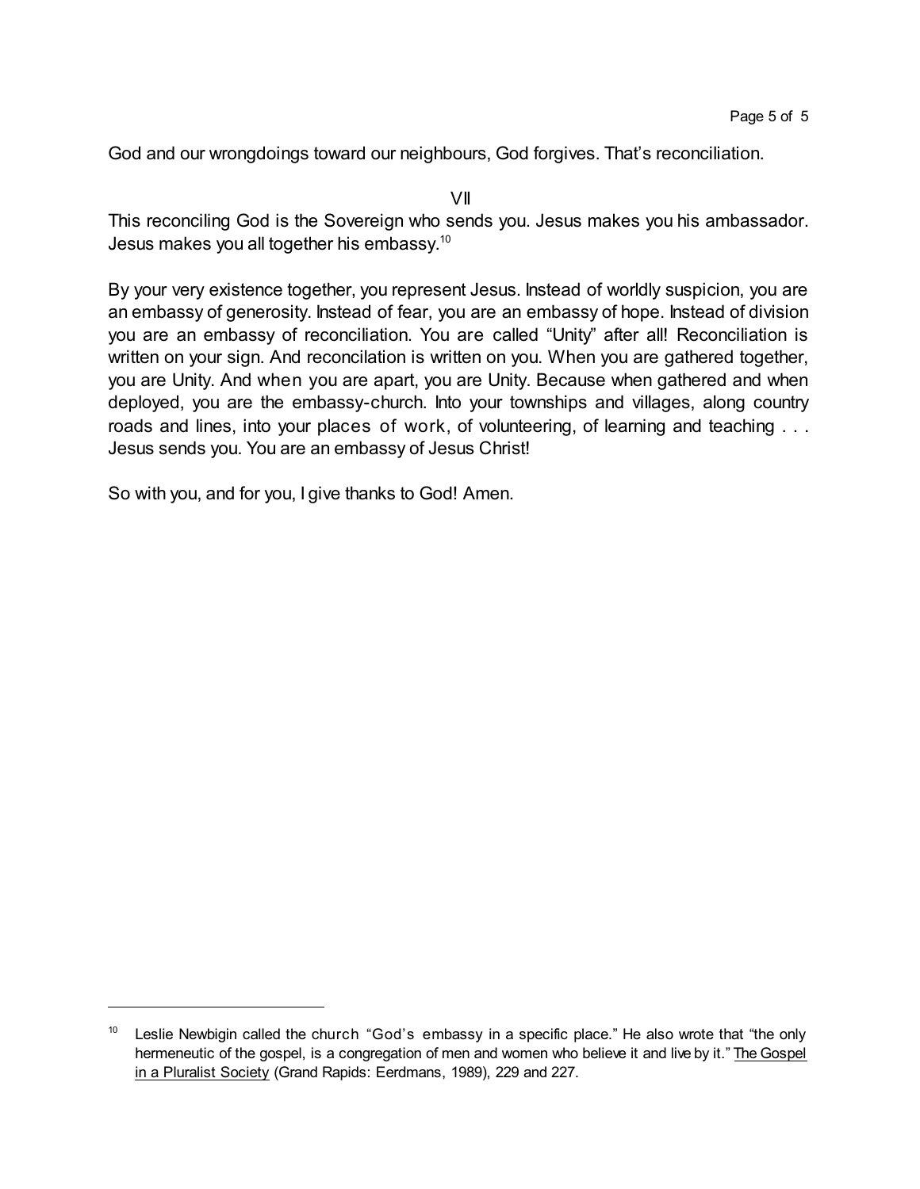God and our wrongdoings toward our neighbours, God forgives. That's reconciliation.

## VII

This reconciling God is the Sovereign who sends you. Jesus makes you his ambassador. Jesus makes you all together his embassy.[10]

By your very existence together, you represent Jesus. Instead of worldly suspicion, you are an embassy of generosity. Instead of fear, you are an embassy of hope. Instead of division you are an embassy of reconciliation. You are called "Unity" after all! Reconciliation is written on your sign. And reconcilation is written on you. When you are gathered together, you are Unity. And when you are apart, you are Unity. Because when gathered and when deployed, you are the embassy-church. Into your townships and villages, along country roads and lines, into your places of work, of volunteering, of learning and teaching . . . Jesus sends you. You are an embassy of Jesus Christ!

So with you, and for you, I give thanks to God! Amen.

---

[10] Leslie Newbigin called the church "God's embassy in a specific place." He also wrote that "the only hermeneutic of the gospel, is a congregation of men and women who believe it and live by it." The Gospel in a Pluralist Society (Grand Rapids: Eerdmans, 1989), 229 and 227.